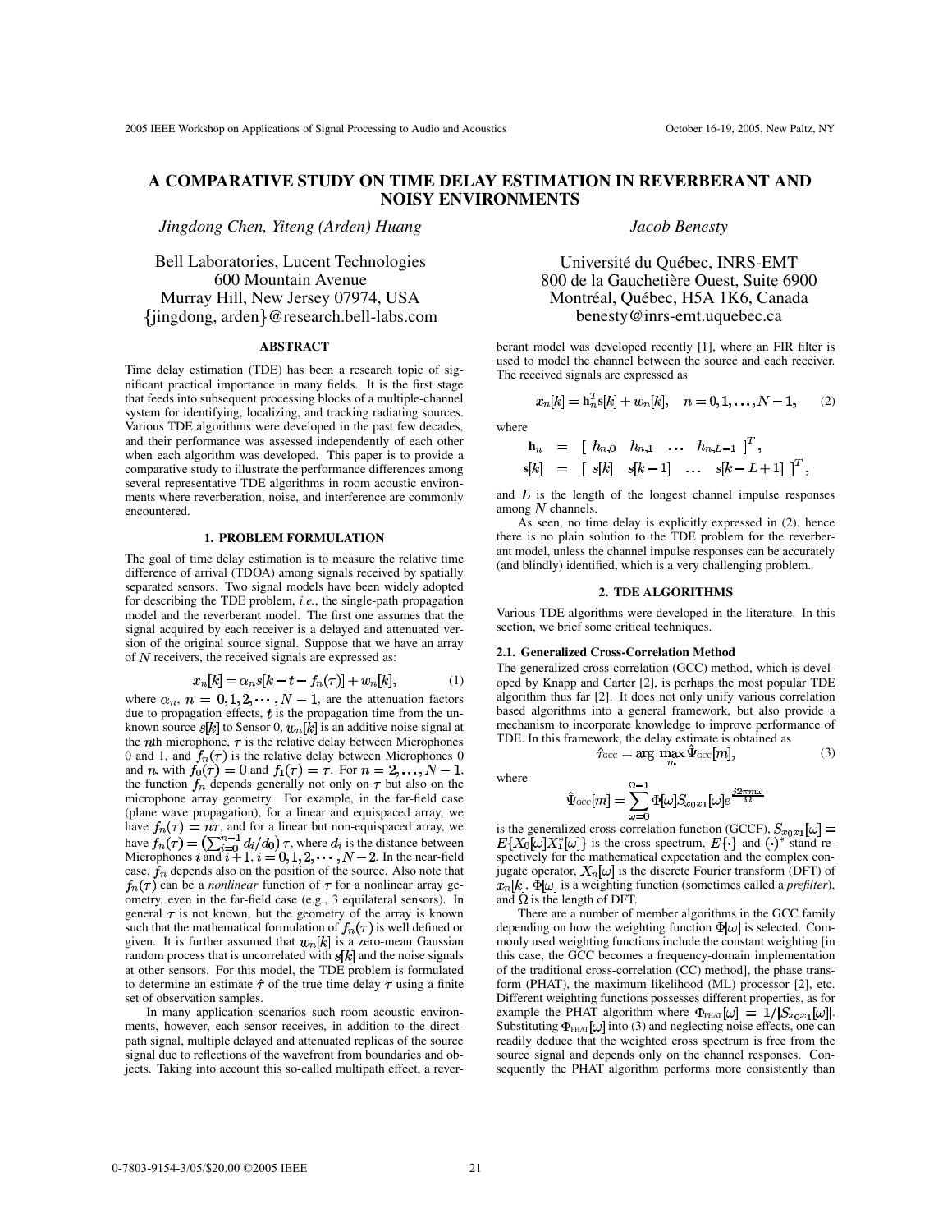# A COMPARATIVE STUDY ON TIME DELAY ESTIMATION IN REVERBERANT AND NOISY ENVIRONMENTS

*Jingdong Chen, Yiteng (Arden) Huang*

Bell Laboratories, Lucent Technologies
600 Mountain Avenue
Murray Hill, New Jersey 07974, USA
{jingdong, arden}@research.bell-labs.com

*Jacob Benesty*

Université du Québec, INRS-EMT
800 de la Gauchetière Ouest, Suite 6900
Montréal, Québec, H5A 1K6, Canada
benesty@inrs-emt.uquebec.ca

## ABSTRACT

Time delay estimation (TDE) has been a research topic of significant practical importance in many fields. It is the first stage that feeds into subsequent processing blocks of a multiple-channel system for identifying, localizing, and tracking radiating sources. Various TDE algorithms were developed in the past few decades, and their performance was assessed independently of each other when each algorithm was developed. This paper is to provide a comparative study to illustrate the performance differences among several representative TDE algorithms in room acoustic environments where reverberation, noise, and interference are commonly encountered.

## 1. PROBLEM FORMULATION

The goal of time delay estimation is to measure the relative time difference of arrival (TDOA) among signals received by spatially separated sensors. Two signal models have been widely adopted for describing the TDE problem, *i.e.*, the single-path propagation model and the reverberant model. The first one assumes that the signal acquired by each receiver is a delayed and attenuated version of the original source signal. Suppose that we have an array of $N$ receivers, the received signals are expressed as:

$$x_n[k] = \alpha_n s[k - t - f_n(\tau)] + w_n[k], \quad (1)$$

where $\alpha_n$, $n = 0, 1, 2, \cdots, N-1$, are the attenuation factors due to propagation effects, $t$ is the propagation time from the unknown source $s[k]$ to Sensor 0, $w_n[k]$ is an additive noise signal at the $n$th microphone, $\tau$ is the relative delay between Microphones 0 and 1, and $f_n(\tau)$ is the relative delay between Microphones 0 and $n$, with $f_0(\tau) = 0$ and $f_1(\tau) = \tau$. For $n = 2, \ldots, N-1$, the function $f_n$ depends generally not only on $\tau$ but also on the microphone array geometry. For example, in the far-field case (plane wave propagation), for a linear and equispaced array, we have $f_n(\tau) = n\tau$, and for a linear but non-equispaced array, we have $f_n(\tau) = \left(\sum_{i=0}^{n-1} d_i/d_0\right)\tau$, where $d_i$ is the distance between Microphones $i$ and $i+1$, $i = 0, 1, 2, \cdots, N-2$. In the near-field case, $f_n$ depends also on the position of the source. Also note that $f_n(\tau)$ can be a *nonlinear* function of $\tau$ for a nonlinear array geometry, even in the far-field case (e.g., 3 equilateral sensors). In general $\tau$ is not known, but the geometry of the array is known such that the mathematical formulation of $f_n(\tau)$ is well defined or given. It is further assumed that $w_n[k]$ is a zero-mean Gaussian random process that is uncorrelated with $s[k]$ and the noise signals at other sensors. For this model, the TDE problem is formulated to determine an estimate $\hat{\tau}$ of the true time delay $\tau$ using a finite set of observation samples.

In many application scenarios such room acoustic environments, however, each sensor receives, in addition to the direct-path signal, multiple delayed and attenuated replicas of the source signal due to reflections of the wavefront from boundaries and objects. Taking into account this so-called multipath effect, a reverberant model was developed recently [1], where an FIR filter is used to model the channel between the source and each receiver. The received signals are expressed as

$$x_n[k] = \mathbf{h}_n^T \mathbf{s}[k] + w_n[k], \quad n = 0, 1, \ldots, N-1, \quad (2)$$

where

$$\mathbf{h}_n = \begin{bmatrix} h_{n,0} & h_{n,1} & \ldots & h_{n,L-1} \end{bmatrix}^T,$$
$$\mathbf{s}[k] = \begin{bmatrix} s[k] & s[k-1] & \ldots & s[k-L+1] \end{bmatrix}^T,$$

and $L$ is the length of the longest channel impulse responses among $N$ channels.

As seen, no time delay is explicitly expressed in (2), hence there is no plain solution to the TDE problem for the reverberant model, unless the channel impulse responses can be accurately (and blindly) identified, which is a very challenging problem.

## 2. TDE ALGORITHMS

Various TDE algorithms were developed in the literature. In this section, we brief some critical techniques.

### 2.1. Generalized Cross-Correlation Method

The generalized cross-correlation (GCC) method, which is developed by Knapp and Carter [2], is perhaps the most popular TDE algorithm thus far [2]. It does not only unify various correlation based algorithms into a general framework, but also provide a mechanism to incorporate knowledge to improve performance of TDE. In this framework, the delay estimate is obtained as

$$\hat{\tau}_{\text{GCC}} = \arg\max_m \hat{\Psi}_{\text{GCC}}[m], \quad (3)$$

where

$$\hat{\Psi}_{\text{GCC}}[m] = \sum_{\omega=0}^{\Omega-1} \Phi[\omega] S_{x_0x_1}[\omega] e^{\frac{j2\pi m\omega}{\Omega}}$$

is the generalized cross-correlation function (GCCF), $S_{x_0x_1}[\omega] = E\{X_0[\omega]X_1^*[\omega]\}$ is the cross spectrum, $E\{\cdot\}$ and $(\cdot)^*$ stand respectively for the mathematical expectation and the complex conjugate operator, $X_n[\omega]$ is the discrete Fourier transform (DFT) of $x_n[k]$, $\Phi[\omega]$ is a weighting function (sometimes called a *prefilter*), and $\Omega$ is the length of DFT.

There are a number of member algorithms in the GCC family depending on how the weighting function $\Phi[\omega]$ is selected. Commonly used weighting functions include the constant weighting [in this case, the GCC becomes a frequency-domain implementation of the traditional cross-correlation (CC) method], the phase transform (PHAT), the maximum likelihood (ML) processor [2], etc. Different weighting functions possesses different properties, as for example the PHAT algorithm where $\Phi_{\text{PHAT}}[\omega] = 1/|S_{x_0x_1}[\omega]|$. Substituting $\Phi_{\text{PHAT}}[\omega]$ into (3) and neglecting noise effects, one can readily deduce that the weighted cross spectrum is free from the source signal and depends only on the channel responses. Consequently the PHAT algorithm performs more consistently than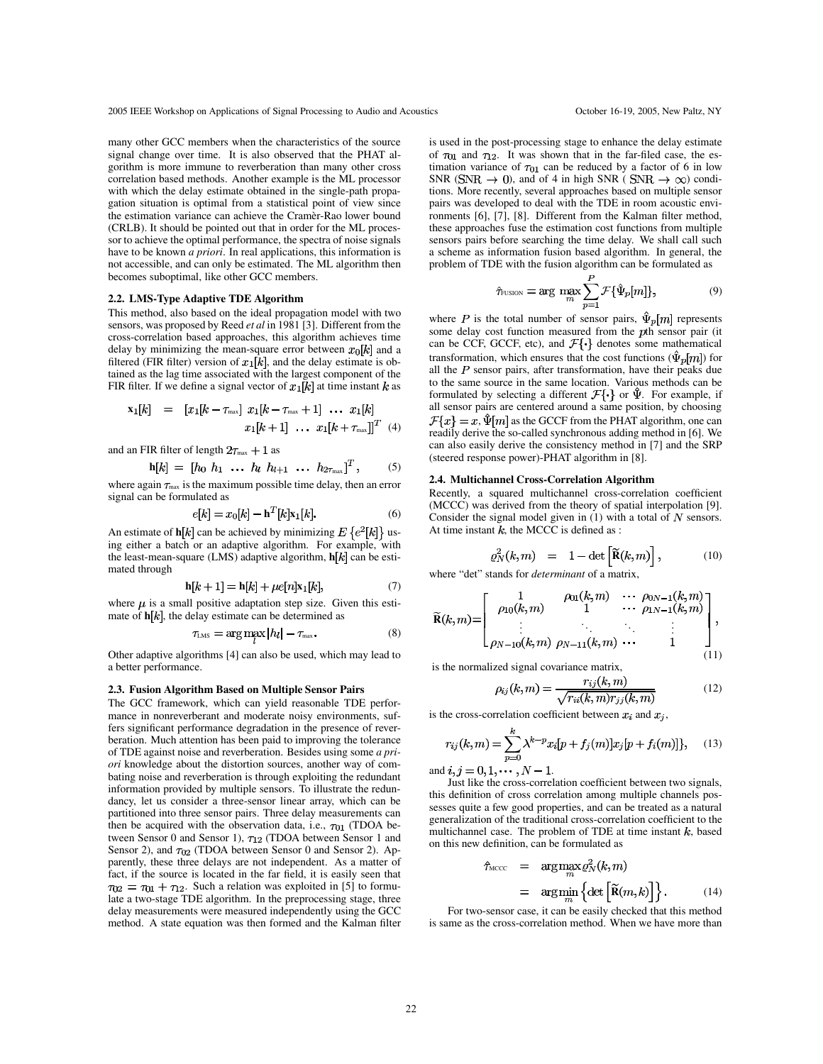many other GCC members when the characteristics of the source signal change over time. It is also observed that the PHAT algorithm is more immune to reverberation than many other cross correlation based methods. Another example is the ML processor with which the delay estimate obtained in the single-path propagation situation is optimal from a statistical point of view since the estimation variance can achieve the Cramèr-Rao lower bound (CRLB). It should be pointed out that in order for the ML processor to achieve the optimal performance, the spectra of noise signals have to be known *a priori*. In real applications, this information is not accessible, and can only be estimated. The ML algorithm then becomes suboptimal, like other GCC members.

### 2.2. LMS-Type Adaptive TDE Algorithm

This method, also based on the ideal propagation model with two sensors, was proposed by Reed *et al* in 1981 [3]. Different from the cross-correlation based approaches, this algorithm achieves time delay by minimizing the mean-square error between $x_0[k]$ and a filtered (FIR filter) version of $x_1[k]$, and the delay estimate is obtained as the lag time associated with the largest component of the FIR filter. If we define a signal vector of $x_1[k]$ at time instant $k$ as

$$\mathbf{x}_1[k] = [x_1[k-\tau_{\max}] \; x_1[k-\tau_{\max}+1] \; \ldots \; x_1[k] \; x_1[k+1] \; \ldots \; x_1[k+\tau_{\max}]]^T \quad (4)$$

and an FIR filter of length $2\tau_{\max}+1$ as

$$\mathbf{h}[k] = [h_0 \; h_1 \; \ldots \; h_l \; h_{l+1} \; \ldots \; h_{2\tau_{\max}}]^T, \quad (5)$$

where again $\tau_{\max}$ is the maximum possible time delay, then an error signal can be formulated as

$$e[k] = x_0[k] - \mathbf{h}^T[k]\mathbf{x}_1[k]. \quad (6)$$

An estimate of $\mathbf{h}[k]$ can be achieved by minimizing $E\{e^2[k]\}$ using either a batch or an adaptive algorithm. For example, with the least-mean-square (LMS) adaptive algorithm, $\mathbf{h}[k]$ can be estimated through

$$\mathbf{h}[k+1] = \mathbf{h}[k] + \mu e[n]\mathbf{x}_1[k], \quad (7)$$

where $\mu$ is a small positive adaptation step size. Given this estimate of $\mathbf{h}[k]$, the delay estimate can be determined as

$$\tau_{\text{LMS}} = \arg\max_l |h_l| - \tau_{\max}. \quad (8)$$

Other adaptive algorithms [4] can also be used, which may lead to a better performance.

### 2.3. Fusion Algorithm Based on Multiple Sensor Pairs

The GCC framework, which can yield reasonable TDE performance in nonreverberant and moderate noisy environments, suffers significant performance degradation in the presence of reverberation. Much attention has been paid to improving the tolerance of TDE against noise and reverberation. Besides using some *a priori* knowledge about the distortion sources, another way of combating noise and reverberation is through exploiting the redundant information provided by multiple sensors. To illustrate the redundancy, let us consider a three-sensor linear array, which can be partitioned into three sensor pairs. Three delay measurements can then be acquired with the observation data, i.e., $\tau_{01}$ (TDOA between Sensor 0 and Sensor 1), $\tau_{12}$ (TDOA between Sensor 1 and Sensor 2), and $\tau_{02}$ (TDOA between Sensor 0 and Sensor 2). Apparently, these three delays are not independent. As a matter of fact, if the source is located in the far field, it is easily seen that $\tau_{02} = \tau_{01} + \tau_{12}$. Such a relation was exploited in [5] to formulate a two-stage TDE algorithm. In the preprocessing stage, three delay measurements were measured independently using the GCC method. A state equation was then formed and the Kalman filter is used in the post-processing stage to enhance the delay estimate of $\tau_{01}$ and $\tau_{12}$. It was shown that in the far-filed case, the estimation variance of $\tau_{01}$ can be reduced by a factor of 6 in low SNR ($\text{SNR} \rightarrow 0$), and of 4 in high SNR ($\text{SNR} \rightarrow \infty$) conditions. More recently, several approaches based on multiple sensor pairs was developed to deal with the TDE in room acoustic environments [6], [7], [8]. Different from the Kalman filter method, these approaches fuse the estimation cost functions from multiple sensors pairs before searching the time delay. We shall call such a scheme as information fusion based algorithm. In general, the problem of TDE with the fusion algorithm can be formulated as

$$\hat{\tau}_{\text{FUSION}} = \arg\max_m \sum_{p=1}^{P} \mathcal{F}\{\hat{\Psi}_p[m]\}, \quad (9)$$

where $P$ is the total number of sensor pairs, $\hat{\Psi}_p[m]$ represents some delay cost function measured from the $p$th sensor pair (it can be CCF, GCCF, etc), and $\mathcal{F}\{\cdot\}$ denotes some mathematical transformation, which ensures that the cost functions ($\hat{\Psi}_p[m]$) for all the $P$ sensor pairs, after transformation, have their peaks due to the same source in the same location. Various methods can be formulated by selecting a different $\mathcal{F}\{\cdot\}$ or $\hat{\Psi}$. For example, if all sensor pairs are centered around a same position, by choosing $\mathcal{F}\{x\} = x$, $\hat{\Psi}[m]$ as the GCCF from the PHAT algorithm, one can readily derive the so-called synchronous adding method in [6]. We can also easily derive the consistency method in [7] and the SRP (steered response power)-PHAT algorithm in [8].

### 2.4. Multichannel Cross-Correlation Algorithm

Recently, a squared multichannel cross-correlation coefficient (MCCC) was derived from the theory of spatial interpolation [9]. Consider the signal model given in (1) with a total of $N$ sensors. At time instant $k$, the MCCC is defined as :

$$\varrho_N^2(k,m) = 1 - \det\left[\tilde{\mathbf{R}}(k,m)\right], \quad (10)$$

where "det" stands for *determinant* of a matrix,

$$\tilde{\mathbf{R}}(k,m) = \begin{bmatrix} 1 & \rho_{01}(k,m) & \cdots & \rho_{0N-1}(k,m) \\ \rho_{10}(k,m) & 1 & \cdots & \rho_{1N-1}(k,m) \\ \vdots & \ddots & \ddots & \vdots \\ \rho_{N-10}(k,m) & \rho_{N-11}(k,m) & \cdots & 1 \end{bmatrix}, \quad (11)$$

is the normalized signal covariance matrix,

$$\rho_{ij}(k,m) = \frac{r_{ij}(k,m)}{\sqrt{r_{ii}(k,m)r_{jj}(k,m)}} \quad (12)$$

is the cross-correlation coefficient between $x_i$ and $x_j$,

$$r_{ij}(k,m) = \sum_{p=0}^{k} \lambda^{k-p} x_i[p+f_j(m)]x_j[p+f_i(m)]\}, \quad (13)$$

and $i,j = 0,1,\cdots,N-1$.

Just like the cross-correlation coefficient between two signals, this definition of cross correlation among multiple channels possesses quite a few good properties, and can be treated as a natural generalization of the traditional cross-correlation coefficient to the multichannel case. The problem of TDE at time instant $k$, based on this new definition, can be formulated as

$$\hat{\tau}_{\text{MCCC}} = \arg\max_m \varrho_N^2(k,m) = \arg\min_m \left\{\det\left[\tilde{\mathbf{R}}(m,k)\right]\right\}. \quad (14)$$

For two-sensor case, it can be easily checked that this method is same as the cross-correlation method. When we have more than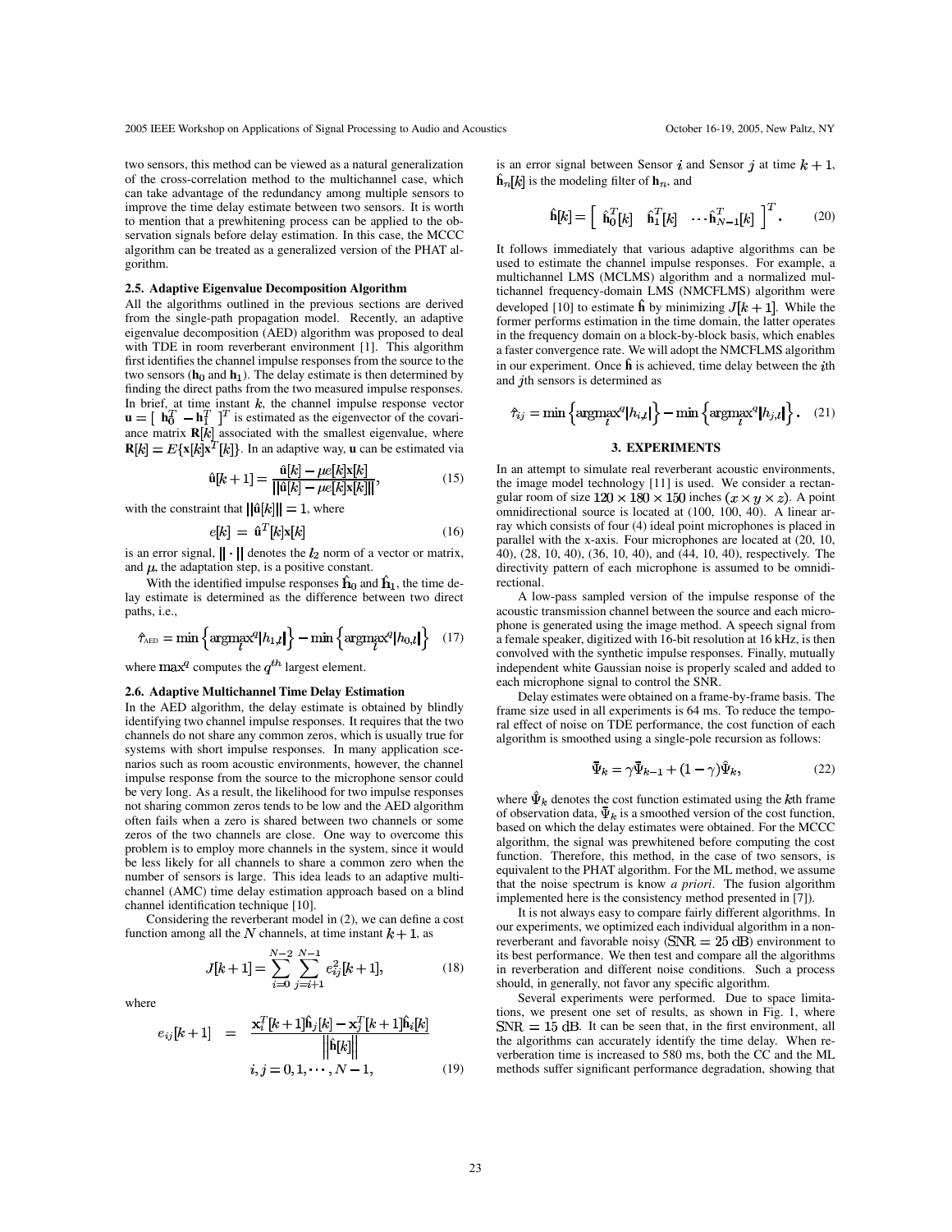two sensors, this method can be viewed as a natural generalization of the cross-correlation method to the multichannel case, which can take advantage of the redundancy among multiple sensors to improve the time delay estimate between two sensors. It is worth to mention that a prewhitening process can be applied to the observation signals before delay estimation. In this case, the MCCC algorithm can be treated as a generalized version of the PHAT algorithm.

### 2.5. Adaptive Eigenvalue Decomposition Algorithm

All the algorithms outlined in the previous sections are derived from the single-path propagation model. Recently, an adaptive eigenvalue decomposition (AED) algorithm was proposed to deal with TDE in room reverberant environment [1]. This algorithm first identifies the channel impulse responses from the source to the two sensors ($\mathbf{h}_0$ and $\mathbf{h}_1$). The delay estimate is then determined by finding the direct paths from the two measured impulse responses. In brief, at time instant $k$, the channel impulse response vector $\mathbf{u} = [\ \mathbf{h}_0^T\ \ -\mathbf{h}_1^T\ ]^T$ is estimated as the eigenvector of the covariance matrix $\mathbf{R}[k]$ associated with the smallest eigenvalue, where $\mathbf{R}[k] = E\{\mathbf{x}[k]\mathbf{x}^T[k]\}$. In an adaptive way, $\mathbf{u}$ can be estimated via

$$\hat{\mathbf{u}}[k+1] = \frac{\hat{\mathbf{u}}[k] - \mu e[k]\mathbf{x}[k]}{\|\hat{\mathbf{u}}[k] - \mu e[k]\mathbf{x}[k]\|}, \tag{15}$$

with the constraint that $\|\hat{\mathbf{u}}[k]\| = 1$, where

$$e[k] = \hat{\mathbf{u}}^T[k]\mathbf{x}[k] \tag{16}$$

is an error signal, $\|\cdot\|$ denotes the $l_2$ norm of a vector or matrix, and $\mu$, the adaptation step, is a positive constant.

With the identified impulse responses $\hat{\mathbf{h}}_0$ and $\hat{\mathbf{h}}_1$, the time delay estimate is determined as the difference between two direct paths, i.e.,

$$\hat{\tau}_{\text{AED}} = \min\left\{\underset{l}{\text{argmax}^q}|h_{1,l}|\right\} - \min\left\{\underset{l}{\text{argmax}^q}|h_{0,l}|\right\} \tag{17}$$

where $\max^q$ computes the $q^{th}$ largest element.

### 2.6. Adaptive Multichannel Time Delay Estimation

In the AED algorithm, the delay estimate is obtained by blindly identifying two channel impulse responses. It requires that the two channels do not share any common zeros, which is usually true for systems with short impulse responses. In many application scenarios such as room acoustic environments, however, the channel impulse response from the source to the microphone sensor could be very long. As a result, the likelihood for two impulse responses not sharing common zeros tends to be low and the AED algorithm often fails when a zero is shared between two channels or some zeros of the two channels are close. One way to overcome this problem is to employ more channels in the system, since it would be less likely for all channels to share a common zero when the number of sensors is large. This idea leads to an adaptive multichannel (AMC) time delay estimation approach based on a blind channel identification technique [10].

Considering the reverberant model in (2), we can define a cost function among all the $N$ channels, at time instant $k+1$, as

$$J[k+1] = \sum_{i=0}^{N-2}\sum_{j=i+1}^{N-1} e_{ij}^2[k+1], \tag{18}$$

where

$$e_{ij}[k+1] = \frac{\mathbf{x}_i^T[k+1]\hat{\mathbf{h}}_j[k] - \mathbf{x}_j^T[k+1]\hat{\mathbf{h}}_i[k]}{\left\|\hat{\mathbf{h}}[k]\right\|}$$
$$i, j = 0, 1, \cdots, N-1, \tag{19}$$

is an error signal between Sensor $i$ and Sensor $j$ at time $k+1$, $\hat{\mathbf{h}}_n[k]$ is the modeling filter of $\mathbf{h}_n$, and

$$\hat{\mathbf{h}}[k] = \left[\ \hat{\mathbf{h}}_0^T[k]\ \ \hat{\mathbf{h}}_1^T[k]\ \ \cdots \hat{\mathbf{h}}_{N-1}^T[k]\ \right]^T. \tag{20}$$

It follows immediately that various adaptive algorithms can be used to estimate the channel impulse responses. For example, a multichannel LMS (MCLMS) algorithm and a normalized multichannel frequency-domain LMS (NMCFLMS) algorithm were developed [10] to estimate $\hat{\mathbf{h}}$ by minimizing $J[k+1]$. While the former performs estimation in the time domain, the latter operates in the frequency domain on a block-by-block basis, which enables a faster convergence rate. We will adopt the NMCFLMS algorithm in our experiment. Once $\hat{\mathbf{h}}$ is achieved, time delay between the $i$th and $j$th sensors is determined as

$$\hat{\tau}_{ij} = \min\left\{\underset{l}{\text{argmax}^q}|h_{i,l}|\right\} - \min\left\{\underset{l}{\text{argmax}^q}|h_{j,l}|\right\}. \tag{21}$$

## 3. EXPERIMENTS

In an attempt to simulate real reverberant acoustic environments, the image model technology [11] is used. We consider a rectangular room of size $120 \times 180 \times 150$ inches $(x \times y \times z)$. A point omnidirectional source is located at (100, 100, 40). A linear array which consists of four (4) ideal point microphones is placed in parallel with the x-axis. Four microphones are located at (20, 10, 40), (28, 10, 40), (36, 10, 40), and (44, 10, 40), respectively. The directivity pattern of each microphone is assumed to be omnidirectional.

A low-pass sampled version of the impulse response of the acoustic transmission channel between the source and each microphone is generated using the image method. A speech signal from a female speaker, digitized with 16-bit resolution at 16 kHz, is then convolved with the synthetic impulse responses. Finally, mutually independent white Gaussian noise is properly scaled and added to each microphone signal to control the SNR.

Delay estimates were obtained on a frame-by-frame basis. The frame size used in all experiments is 64 ms. To reduce the temporal effect of noise on TDE performance, the cost function of each algorithm is smoothed using a single-pole recursion as follows:

$$\bar{\Psi}_k = \gamma\bar{\Psi}_{k-1} + (1-\gamma)\hat{\Psi}_k, \tag{22}$$

where $\hat{\Psi}_k$ denotes the cost function estimated using the $k$th frame of observation data, $\bar{\Psi}_k$ is a smoothed version of the cost function, based on which the delay estimates were obtained. For the MCCC algorithm, the signal was prewhitened before computing the cost function. Therefore, this method, in the case of two sensors, is equivalent to the PHAT algorithm. For the ML method, we assume that the noise spectrum is know *a priori*. The fusion algorithm implemented here is the consistency method presented in [7]).

It is not always easy to compare fairly different algorithms. In our experiments, we optimized each individual algorithm in a non-reverberant and favorable noisy ($\text{SNR} = 25$ dB) environment to its best performance. We then test and compare all the algorithms in reverberation and different noise conditions. Such a process should, in generally, not favor any specific algorithm.

Several experiments were performed. Due to space limitations, we present one set of results, as shown in Fig. 1, where $\text{SNR} = 15$ dB. It can be seen that, in the first environment, all the algorithms can accurately identify the time delay. When reverberation time is increased to 580 ms, both the CC and the ML methods suffer significant performance degradation, showing that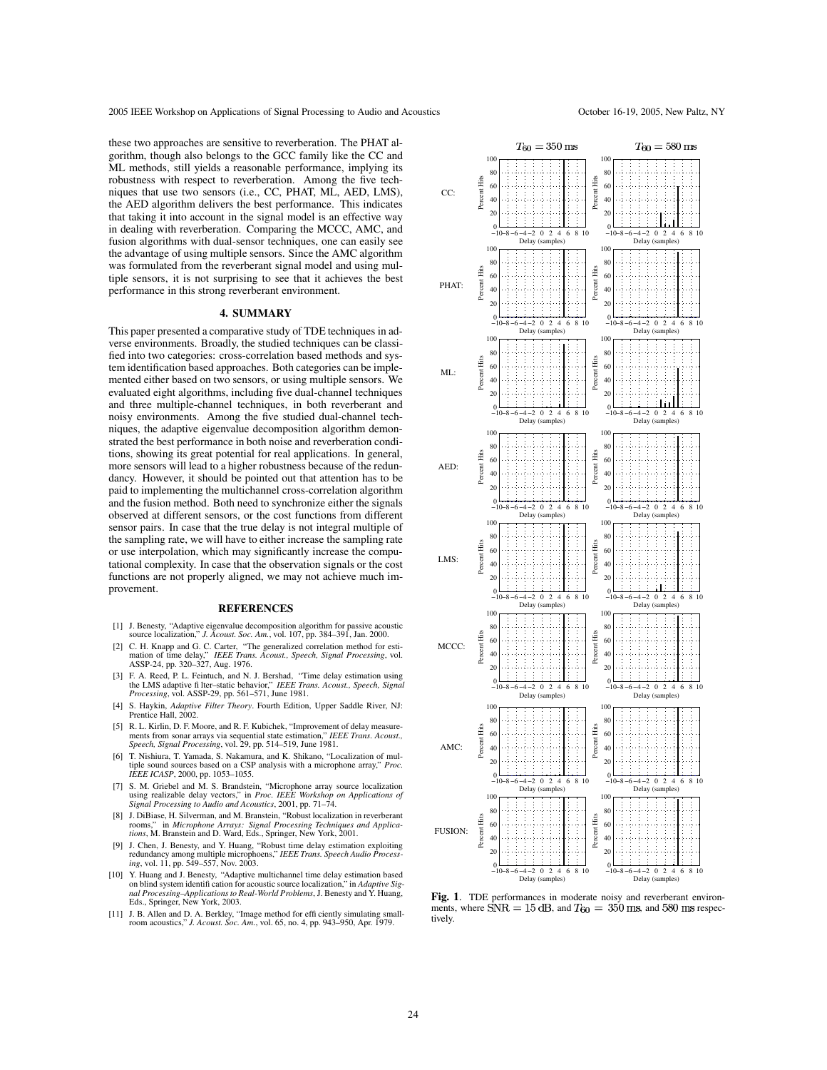these two approaches are sensitive to reverberation. The PHAT algorithm, though also belongs to the GCC family like the CC and ML methods, still yields a reasonable performance, implying its robustness with respect to reverberation. Among the five techniques that use two sensors (i.e., CC, PHAT, ML, AED, LMS), the AED algorithm delivers the best performance. This indicates that taking it into account in the signal model is an effective way in dealing with reverberation. Comparing the MCCC, AMC, and fusion algorithms with dual-sensor techniques, one can easily see the advantage of using multiple sensors. Since the AMC algorithm was formulated from the reverberant signal model and using multiple sensors, it is not surprising to see that it achieves the best performance in this strong reverberant environment.

## 4. SUMMARY

This paper presented a comparative study of TDE techniques in adverse environments. Broadly, the studied techniques can be classified into two categories: cross-correlation based methods and system identification based approaches. Both categories can be implemented either based on two sensors, or using multiple sensors. We evaluated eight algorithms, including five dual-channel techniques and three multiple-channel techniques, in both reverberant and noisy environments. Among the five studied dual-channel techniques, the adaptive eigenvalue decomposition algorithm demonstrated the best performance in both noise and reverberation conditions, showing its great potential for real applications. In general, more sensors will lead to a higher robustness because of the redundancy. However, it should be pointed out that attention has to be paid to implementing the multichannel cross-correlation algorithm and the fusion method. Both need to synchronize either the signals observed at different sensors, or the cost functions from different sensor pairs. In case that the true delay is not integral multiple of the sampling rate, we will have to either increase the sampling rate or use interpolation, which may significantly increase the computational complexity. In case that the observation signals or the cost functions are not properly aligned, we may not achieve much improvement.

## REFERENCES

[1] J. Benesty, "Adaptive eigenvalue decomposition algorithm for passive acoustic source localization," *J. Acoust. Soc. Am.*, vol. 107, pp. 384–391, Jan. 2000.

[2] C. H. Knapp and G. C. Carter, "The generalized correlation method for estimation of time delay," *IEEE Trans. Acoust., Speech, Signal Processing*, vol. ASSP-24, pp. 320–327, Aug. 1976.

[3] F. A. Reed, P. L. Feintuch, and N. J. Bershad, "Time delay estimation using the LMS adaptive filter–static behavior," *IEEE Trans. Acoust., Speech, Signal Processing*, vol. ASSP-29, pp. 561–571, June 1981.

[4] S. Haykin, *Adaptive Filter Theory*. Fourth Edition, Upper Saddle River, NJ: Prentice Hall, 2002.

[5] R. L. Kirlin, D. F. Moore, and R. F. Kubichek, "Improvement of delay measurements from sonar arrays via sequential state estimation," *IEEE Trans. Acoust., Speech, Signal Processing*, vol. 29, pp. 514–519, June 1981.

[6] T. Nishiura, T. Yamada, S. Nakamura, and K. Shikano, "Localization of multiple sound sources based on a CSP analysis with a microphone array," *Proc. IEEE ICASP*, 2000, pp. 1053–1055.

[7] S. M. Griebel and M. S. Brandstein, "Microphone array source localization using realizable delay vectors," in *Proc. IEEE Workshop on Applications of Signal Processing to Audio and Acoustics*, 2001, pp. 71–74.

[8] J. DiBiase, H. Silverman, and M. Branstein, "Robust localization in reverberant rooms," in *Microphone Arrays: Signal Processing Techniques and Applications*, M. Branstein and D. Ward, Eds., Springer, New York, 2001.

[9] J. Chen, J. Benesty, and Y. Huang, "Robust time delay estimation exploiting redundancy among multiple microphoens," *IEEE Trans. Speech Audio Processing*, vol. 11, pp. 549–557, Nov. 2003.

[10] Y. Huang and J. Benesty, "Adaptive multichannel time delay estimation based on blind system identification for acoustic source localization," in *Adaptive Signal Processing–Applications to Real-World Problems*, J. Benesty and Y. Huang, Eds., Springer, New York, 2003.

[11] J. B. Allen and D. A. Berkley, "Image method for efficiently simulating small-room acoustics," *J. Acoust. Soc. Am.*, vol. 65, no. 4, pp. 943–950, Apr. 1979.

$T_{60} = 350$ ms

$T_{60} = 580$ ms

CC:

PHAT:

ML:

AED:

LMS:

MCCC:

AMC:

FUSION:

Percent Hits

Delay (samples)

**Fig. 1**. TDE performances in moderate noisy and reverberant environments, where $\text{SNR} = 15$ dB, and $T_{60} = 350$ ms, and $580$ ms respectively.